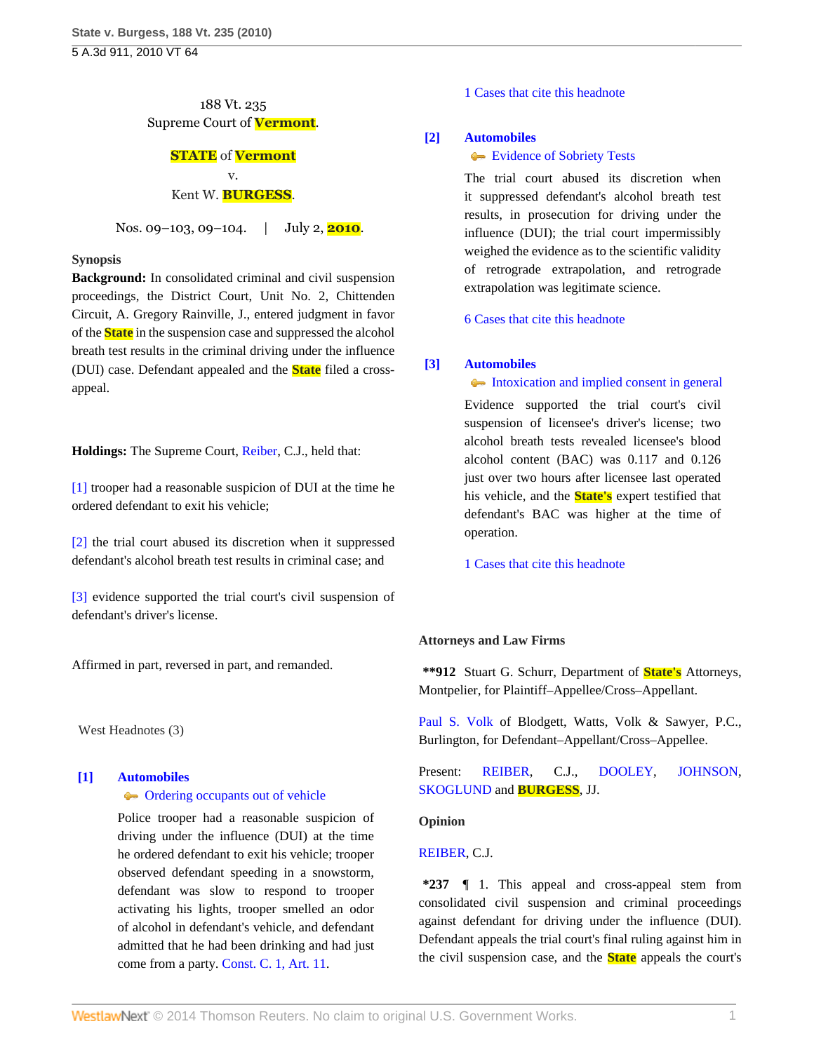188 Vt. 235
Supreme Court of Vermont.

**STATE of Vermont**
v.
Kent W. BURGESS.

Nos. 09–103, 09–104. | July 2, 2010.

**Synopsis**

**Background:** In consolidated criminal and civil suspension proceedings, the District Court, Unit No. 2, Chittenden Circuit, A. Gregory Rainville, J., entered judgment in favor of the State in the suspension case and suppressed the alcohol breath test results in the criminal driving under the influence (DUI) case. Defendant appealed and the State filed a cross-appeal.

**Holdings:** The Supreme Court, Reiber, C.J., held that:

[1] trooper had a reasonable suspicion of DUI at the time he ordered defendant to exit his vehicle;

[2] the trial court abused its discretion when it suppressed defendant's alcohol breath test results in criminal case; and

[3] evidence supported the trial court's civil suspension of defendant's driver's license.

Affirmed in part, reversed in part, and remanded.

West Headnotes (3)

**[1] Automobiles**
Ordering occupants out of vehicle

Police trooper had a reasonable suspicion of driving under the influence (DUI) at the time he ordered defendant to exit his vehicle; trooper observed defendant speeding in a snowstorm, defendant was slow to respond to trooper activating his lights, trooper smelled an odor of alcohol in defendant's vehicle, and defendant admitted that he had been drinking and had just come from a party. Const. C. 1, Art. 11.

1 Cases that cite this headnote

**[2] Automobiles**
Evidence of Sobriety Tests

The trial court abused its discretion when it suppressed defendant's alcohol breath test results, in prosecution for driving under the influence (DUI); the trial court impermissibly weighed the evidence as to the scientific validity of retrograde extrapolation, and retrograde extrapolation was legitimate science.

6 Cases that cite this headnote

**[3] Automobiles**
Intoxication and implied consent in general

Evidence supported the trial court's civil suspension of licensee's driver's license; two alcohol breath tests revealed licensee's blood alcohol content (BAC) was 0.117 and 0.126 just over two hours after licensee last operated his vehicle, and the State's expert testified that defendant's BAC was higher at the time of operation.

1 Cases that cite this headnote

**Attorneys and Law Firms**

**\*\*912** Stuart G. Schurr, Department of State's Attorneys, Montpelier, for Plaintiff–Appellee/Cross–Appellant.

Paul S. Volk of Blodgett, Watts, Volk & Sawyer, P.C., Burlington, for Defendant–Appellant/Cross–Appellee.

Present: REIBER, C.J., DOOLEY, JOHNSON, SKOGLUND and BURGESS, JJ.

**Opinion**

REIBER, C.J.

**\*237** ¶ 1. This appeal and cross-appeal stem from consolidated civil suspension and criminal proceedings against defendant for driving under the influence (DUI). Defendant appeals the trial court's final ruling against him in the civil suspension case, and the State appeals the court's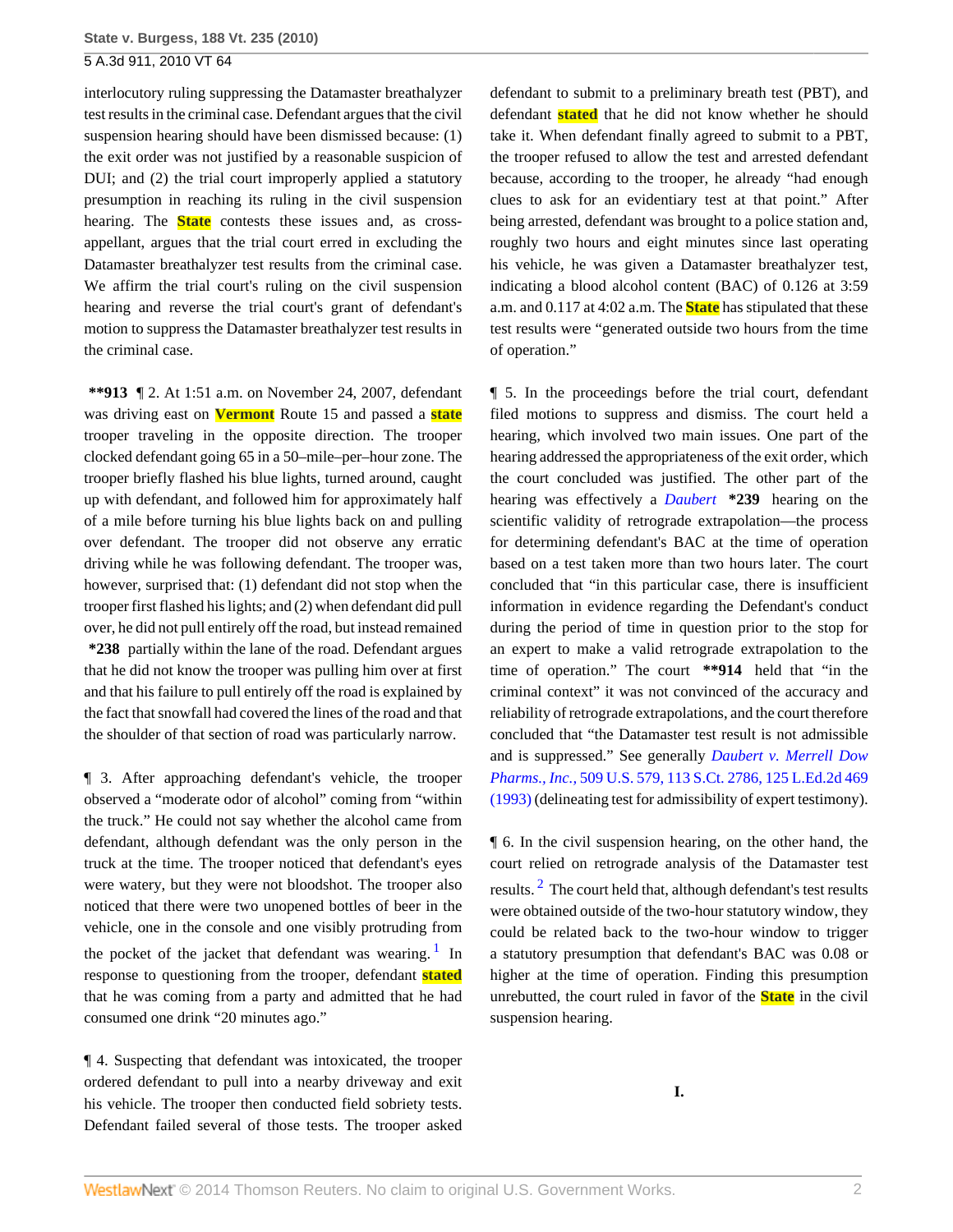interlocutory ruling suppressing the Datamaster breathalyzer test results in the criminal case. Defendant argues that the civil suspension hearing should have been dismissed because: (1) the exit order was not justified by a reasonable suspicion of DUI; and (2) the trial court improperly applied a statutory presumption in reaching its ruling in the civil suspension hearing. The State contests these issues and, as cross-appellant, argues that the trial court erred in excluding the Datamaster breathalyzer test results from the criminal case. We affirm the trial court's ruling on the civil suspension hearing and reverse the trial court's grant of defendant's motion to suppress the Datamaster breathalyzer test results in the criminal case.

**\*\*913** ¶ 2. At 1:51 a.m. on November 24, 2007, defendant was driving east on Vermont Route 15 and passed a state trooper traveling in the opposite direction. The trooper clocked defendant going 65 in a 50–mile–per–hour zone. The trooper briefly flashed his blue lights, turned around, caught up with defendant, and followed him for approximately half of a mile before turning his blue lights back on and pulling over defendant. The trooper did not observe any erratic driving while he was following defendant. The trooper was, however, surprised that: (1) defendant did not stop when the trooper first flashed his lights; and (2) when defendant did pull over, he did not pull entirely off the road, but instead remained **\*238** partially within the lane of the road. Defendant argues that he did not know the trooper was pulling him over at first and that his failure to pull entirely off the road is explained by the fact that snowfall had covered the lines of the road and that the shoulder of that section of road was particularly narrow.

¶ 3. After approaching defendant's vehicle, the trooper observed a "moderate odor of alcohol" coming from "within the truck." He could not say whether the alcohol came from defendant, although defendant was the only person in the truck at the time. The trooper noticed that defendant's eyes were watery, but they were not bloodshot. The trooper also noticed that there were two unopened bottles of beer in the vehicle, one in the console and one visibly protruding from the pocket of the jacket that defendant was wearing.[1] In response to questioning from the trooper, defendant stated that he was coming from a party and admitted that he had consumed one drink "20 minutes ago."

¶ 4. Suspecting that defendant was intoxicated, the trooper ordered defendant to pull into a nearby driveway and exit his vehicle. The trooper then conducted field sobriety tests. Defendant failed several of those tests. The trooper asked defendant to submit to a preliminary breath test (PBT), and defendant stated that he did not know whether he should take it. When defendant finally agreed to submit to a PBT, the trooper refused to allow the test and arrested defendant because, according to the trooper, he already "had enough clues to ask for an evidentiary test at that point." After being arrested, defendant was brought to a police station and, roughly two hours and eight minutes since last operating his vehicle, he was given a Datamaster breathalyzer test, indicating a blood alcohol content (BAC) of 0.126 at 3:59 a.m. and 0.117 at 4:02 a.m. The State has stipulated that these test results were "generated outside two hours from the time of operation."

¶ 5. In the proceedings before the trial court, defendant filed motions to suppress and dismiss. The court held a hearing, which involved two main issues. One part of the hearing addressed the appropriateness of the exit order, which the court concluded was justified. The other part of the hearing was effectively a *Daubert* **\*239** hearing on the scientific validity of retrograde extrapolation—the process for determining defendant's BAC at the time of operation based on a test taken more than two hours later. The court concluded that "in this particular case, there is insufficient information in evidence regarding the Defendant's conduct during the period of time in question prior to the stop for an expert to make a valid retrograde extrapolation to the time of operation." The court **\*\*914** held that "in the criminal context" it was not convinced of the accuracy and reliability of retrograde extrapolations, and the court therefore concluded that "the Datamaster test result is not admissible and is suppressed." See generally *Daubert v. Merrell Dow Pharms., Inc.,* 509 U.S. 579, 113 S.Ct. 2786, 125 L.Ed.2d 469 (1993) (delineating test for admissibility of expert testimony).

¶ 6. In the civil suspension hearing, on the other hand, the court relied on retrograde analysis of the Datamaster test results.[2] The court held that, although defendant's test results were obtained outside of the two-hour statutory window, they could be related back to the two-hour window to trigger a statutory presumption that defendant's BAC was 0.08 or higher at the time of operation. Finding this presumption unrebutted, the court ruled in favor of the State in the civil suspension hearing.

## I.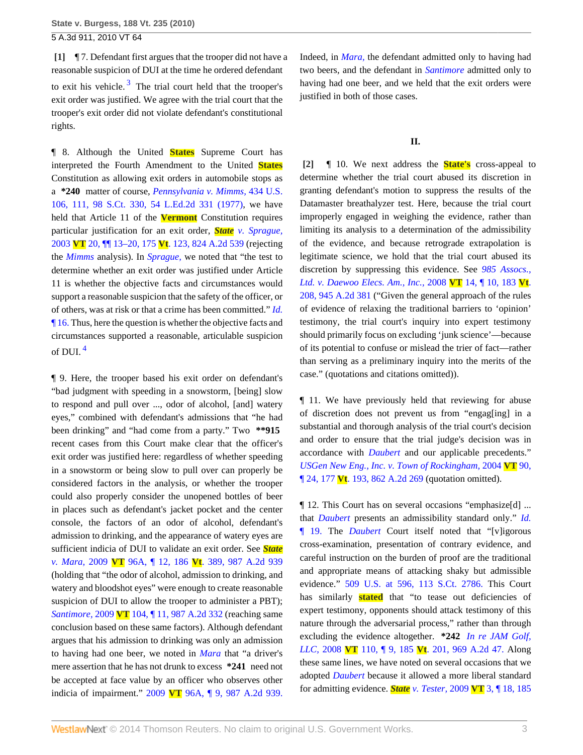**[1]** ¶ 7. Defendant first argues that the trooper did not have a reasonable suspicion of DUI at the time he ordered defendant to exit his vehicle. [3] The trial court held that the trooper's exit order was justified. We agree with the trial court that the trooper's exit order did not violate defendant's constitutional rights.

¶ 8. Although the United States Supreme Court has interpreted the Fourth Amendment to the United States Constitution as allowing exit orders in automobile stops as a **\*240** matter of course, *Pennsylvania v. Mimms,* 434 U.S. 106, 111, 98 S.Ct. 330, 54 L.Ed.2d 331 (1977), we have held that Article 11 of the Vermont Constitution requires particular justification for an exit order, *State v. Sprague,* 2003 VT 20, ¶¶ 13–20, 175 Vt. 123, 824 A.2d 539 (rejecting the *Mimms* analysis). In *Sprague,* we noted that "the test to determine whether an exit order was justified under Article 11 is whether the objective facts and circumstances would support a reasonable suspicion that the safety of the officer, or of others, was at risk or that a crime has been committed." *Id.* ¶ 16. Thus, here the question is whether the objective facts and circumstances supported a reasonable, articulable suspicion of DUI. [4]

¶ 9. Here, the trooper based his exit order on defendant's "bad judgment with speeding in a snowstorm, [being] slow to respond and pull over ..., odor of alcohol, [and] watery eyes," combined with defendant's admissions that "he had been drinking" and "had come from a party." Two **\*\*915** recent cases from this Court make clear that the officer's exit order was justified here: regardless of whether speeding in a snowstorm or being slow to pull over can properly be considered factors in the analysis, or whether the trooper could also properly consider the unopened bottles of beer in places such as defendant's jacket pocket and the center console, the factors of an odor of alcohol, defendant's admission to drinking, and the appearance of watery eyes are sufficient indicia of DUI to validate an exit order. See *State v. Mara,* 2009 VT 96A, ¶ 12, 186 Vt. 389, 987 A.2d 939 (holding that "the odor of alcohol, admission to drinking, and watery and bloodshot eyes" were enough to create reasonable suspicion of DUI to allow the trooper to administer a PBT); *Santimore,* 2009 VT 104, ¶ 11, 987 A.2d 332 (reaching same conclusion based on these same factors). Although defendant argues that his admission to drinking was only an admission to having had one beer, we noted in *Mara* that "a driver's mere assertion that he has not drunk to excess **\*241** need not be accepted at face value by an officer who observes other indicia of impairment." 2009 VT 96A, ¶ 9, 987 A.2d 939. Indeed, in *Mara,* the defendant admitted only to having had two beers, and the defendant in *Santimore* admitted only to having had one beer, and we held that the exit orders were justified in both of those cases.

## II.

**[2]** ¶ 10. We next address the State's cross-appeal to determine whether the trial court abused its discretion in granting defendant's motion to suppress the results of the Datamaster breathalyzer test. Here, because the trial court improperly engaged in weighing the evidence, rather than limiting its analysis to a determination of the admissibility of the evidence, and because retrograde extrapolation is legitimate science, we hold that the trial court abused its discretion by suppressing this evidence. See *985 Assocs., Ltd. v. Daewoo Elecs. Am., Inc.,* 2008 VT 14, ¶ 10, 183 Vt. 208, 945 A.2d 381 ("Given the general approach of the rules of evidence of relaxing the traditional barriers to 'opinion' testimony, the trial court's inquiry into expert testimony should primarily focus on excluding 'junk science'—because of its potential to confuse or mislead the trier of fact—rather than serving as a preliminary inquiry into the merits of the case." (quotations and citations omitted)).

¶ 11. We have previously held that reviewing for abuse of discretion does not prevent us from "engag[ing] in a substantial and thorough analysis of the trial court's decision and order to ensure that the trial judge's decision was in accordance with *Daubert* and our applicable precedents." *USGen New Eng., Inc. v. Town of Rockingham,* 2004 VT 90, ¶ 24, 177 Vt. 193, 862 A.2d 269 (quotation omitted).

¶ 12. This Court has on several occasions "emphasize[d] ... that *Daubert* presents an admissibility standard only." *Id.* ¶ 19. The *Daubert* Court itself noted that "[v]igorous cross-examination, presentation of contrary evidence, and careful instruction on the burden of proof are the traditional and appropriate means of attacking shaky but admissible evidence." 509 U.S. at 596, 113 S.Ct. 2786. This Court has similarly stated that "to tease out deficiencies of expert testimony, opponents should attack testimony of this nature through the adversarial process," rather than through excluding the evidence altogether. **\*242** *In re JAM Golf, LLC,* 2008 VT 110, ¶ 9, 185 Vt. 201, 969 A.2d 47. Along these same lines, we have noted on several occasions that we adopted *Daubert* because it allowed a more liberal standard for admitting evidence. *State v. Tester,* 2009 VT 3, ¶ 18, 185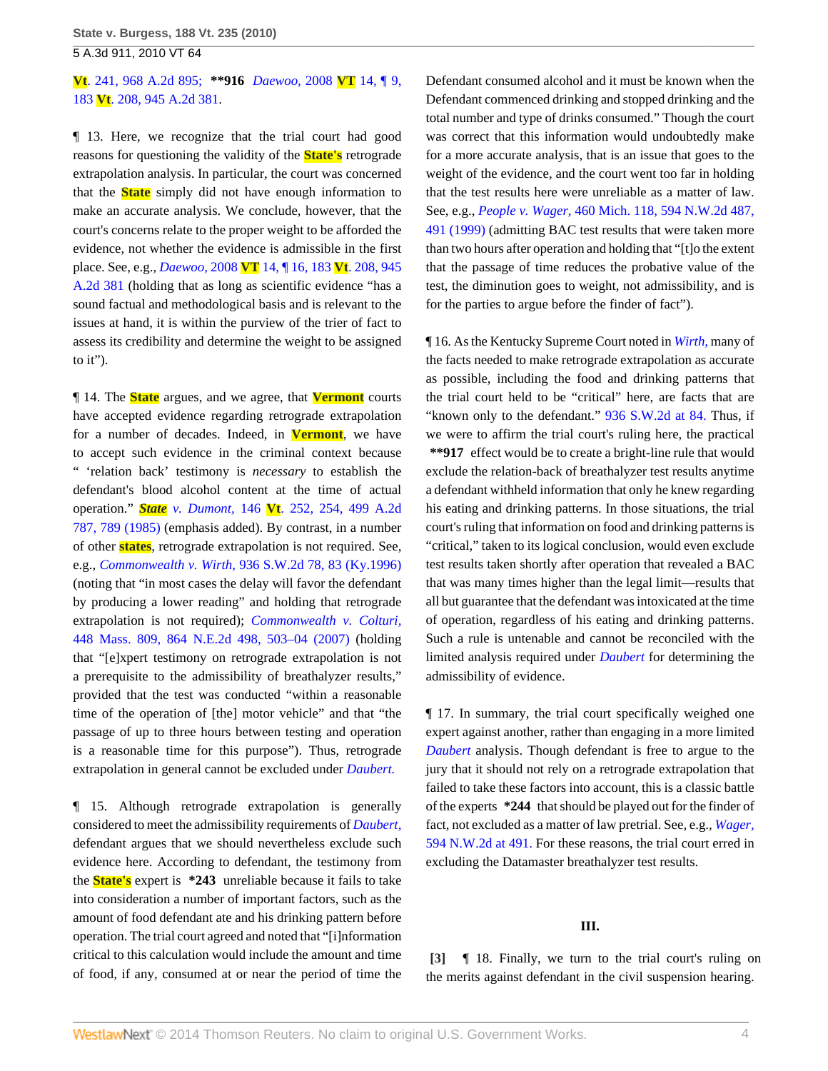Vt. 241, 968 A.2d 895; **916 *Daewoo,* 2008 VT 14, ¶ 9, 183 Vt. 208, 945 A.2d 381.

¶ 13. Here, we recognize that the trial court had good reasons for questioning the validity of the State's retrograde extrapolation analysis. In particular, the court was concerned that the State simply did not have enough information to make an accurate analysis. We conclude, however, that the court's concerns relate to the proper weight to be afforded the evidence, not whether the evidence is admissible in the first place. See, e.g., *Daewoo,* 2008 VT 14, ¶ 16, 183 Vt. 208, 945 A.2d 381 (holding that as long as scientific evidence "has a sound factual and methodological basis and is relevant to the issues at hand, it is within the purview of the trier of fact to assess its credibility and determine the weight to be assigned to it").

¶ 14. The State argues, and we agree, that Vermont courts have accepted evidence regarding retrograde extrapolation for a number of decades. Indeed, in Vermont, we have to accept such evidence in the criminal context because " 'relation back' testimony is *necessary* to establish the defendant's blood alcohol content at the time of actual operation." *State v. Dumont,* 146 Vt. 252, 254, 499 A.2d 787, 789 (1985) (emphasis added). By contrast, in a number of other states, retrograde extrapolation is not required. See, e.g., *Commonwealth v. Wirth,* 936 S.W.2d 78, 83 (Ky.1996) (noting that "in most cases the delay will favor the defendant by producing a lower reading" and holding that retrograde extrapolation is not required); *Commonwealth v. Colturi,* 448 Mass. 809, 864 N.E.2d 498, 503–04 (2007) (holding that "[e]xpert testimony on retrograde extrapolation is not a prerequisite to the admissibility of breathalyzer results," provided that the test was conducted "within a reasonable time of the operation of [the] motor vehicle" and that "the passage of up to three hours between testing and operation is a reasonable time for this purpose"). Thus, retrograde extrapolation in general cannot be excluded under *Daubert.*

¶ 15. Although retrograde extrapolation is generally considered to meet the admissibility requirements of *Daubert,* defendant argues that we should nevertheless exclude such evidence here. According to defendant, the testimony from the State's expert is *243 unreliable because it fails to take into consideration a number of important factors, such as the amount of food defendant ate and his drinking pattern before operation. The trial court agreed and noted that "[i]nformation critical to this calculation would include the amount and time of food, if any, consumed at or near the period of time the Defendant consumed alcohol and it must be known when the Defendant commenced drinking and stopped drinking and the total number and type of drinks consumed." Though the court was correct that this information would undoubtedly make for a more accurate analysis, that is an issue that goes to the weight of the evidence, and the court went too far in holding that the test results here were unreliable as a matter of law. See, e.g., *People v. Wager,* 460 Mich. 118, 594 N.W.2d 487, 491 (1999) (admitting BAC test results that were taken more than two hours after operation and holding that "[t]o the extent that the passage of time reduces the probative value of the test, the diminution goes to weight, not admissibility, and is for the parties to argue before the finder of fact").

¶ 16. As the Kentucky Supreme Court noted in *Wirth,* many of the facts needed to make retrograde extrapolation as accurate as possible, including the food and drinking patterns that the trial court held to be "critical" here, are facts that are "known only to the defendant." 936 S.W.2d at 84. Thus, if we were to affirm the trial court's ruling here, the practical **917 effect would be to create a bright-line rule that would exclude the relation-back of breathalyzer test results anytime a defendant withheld information that only he knew regarding his eating and drinking patterns. In those situations, the trial court's ruling that information on food and drinking patterns is "critical," taken to its logical conclusion, would even exclude test results taken shortly after operation that revealed a BAC that was many times higher than the legal limit—results that all but guarantee that the defendant was intoxicated at the time of operation, regardless of his eating and drinking patterns. Such a rule is untenable and cannot be reconciled with the limited analysis required under *Daubert* for determining the admissibility of evidence.

¶ 17. In summary, the trial court specifically weighed one expert against another, rather than engaging in a more limited *Daubert* analysis. Though defendant is free to argue to the jury that it should not rely on a retrograde extrapolation that failed to take these factors into account, this is a classic battle of the experts *244 that should be played out for the finder of fact, not excluded as a matter of law pretrial. See, e.g., *Wager,* 594 N.W.2d at 491. For these reasons, the trial court erred in excluding the Datamaster breathalyzer test results.

## III.

**[3]** ¶ 18. Finally, we turn to the trial court's ruling on the merits against defendant in the civil suspension hearing.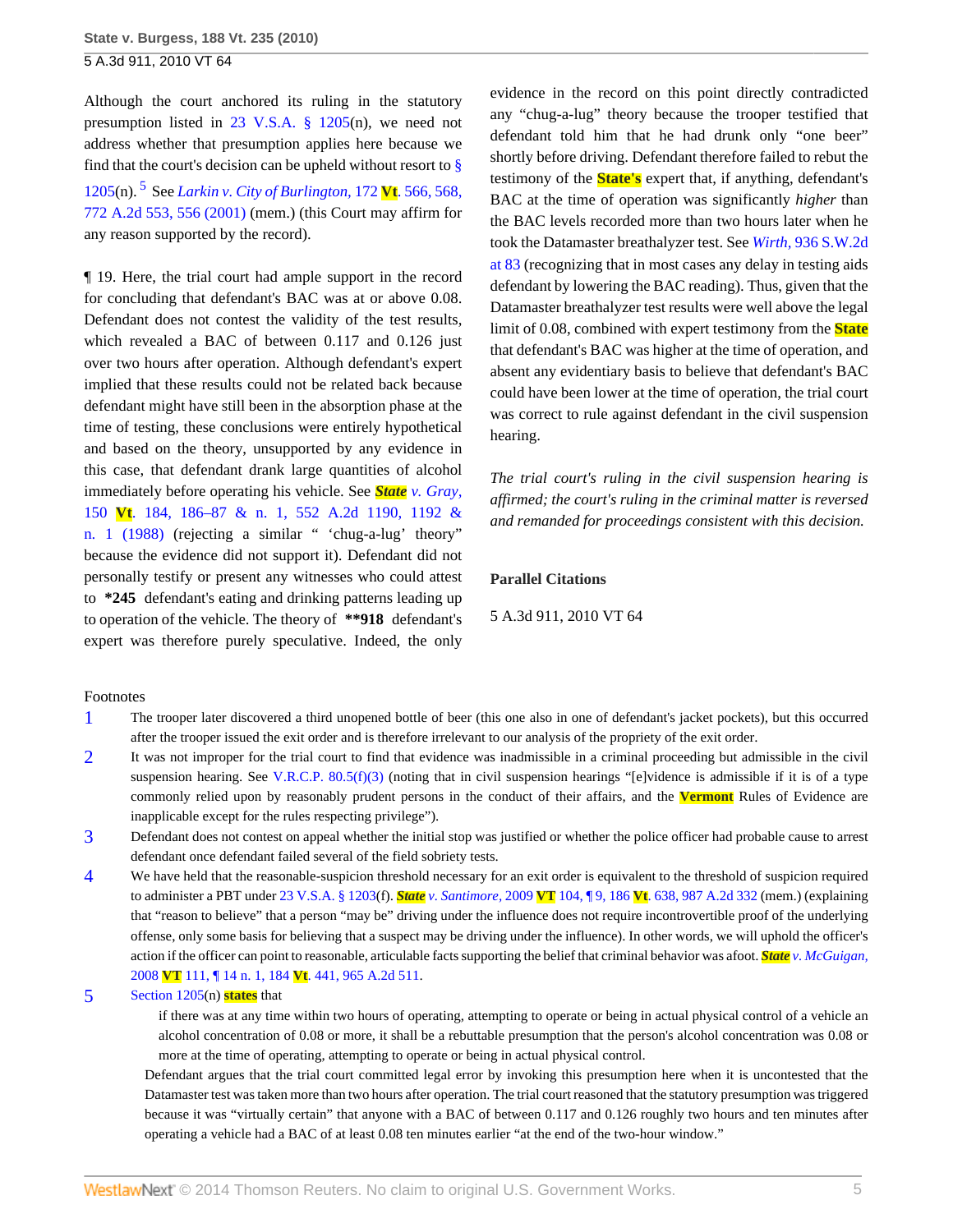Although the court anchored its ruling in the statutory presumption listed in 23 V.S.A. § 1205(n), we need not address whether that presumption applies here because we find that the court's decision can be upheld without resort to § 1205(n).[5] See *Larkin v. City of Burlington,* 172 Vt. 566, 568, 772 A.2d 553, 556 (2001) (mem.) (this Court may affirm for any reason supported by the record).

¶ 19. Here, the trial court had ample support in the record for concluding that defendant's BAC was at or above 0.08. Defendant does not contest the validity of the test results, which revealed a BAC of between 0.117 and 0.126 just over two hours after operation. Although defendant's expert implied that these results could not be related back because defendant might have still been in the absorption phase at the time of testing, these conclusions were entirely hypothetical and based on the theory, unsupported by any evidence in this case, that defendant drank large quantities of alcohol immediately before operating his vehicle. See *State v. Gray,* 150 Vt. 184, 186–87 & n. 1, 552 A.2d 1190, 1192 & n. 1 (1988) (rejecting a similar " 'chug-a-lug' theory" because the evidence did not support it). Defendant did not personally testify or present any witnesses who could attest to **\*245** defendant's eating and drinking patterns leading up to operation of the vehicle. The theory of **\*\*918** defendant's expert was therefore purely speculative. Indeed, the only evidence in the record on this point directly contradicted any "chug-a-lug" theory because the trooper testified that defendant told him that he had drunk only "one beer" shortly before driving. Defendant therefore failed to rebut the testimony of the State's expert that, if anything, defendant's BAC at the time of operation was significantly *higher* than the BAC levels recorded more than two hours later when he took the Datamaster breathalyzer test. See *Wirth,* 936 S.W.2d at 83 (recognizing that in most cases any delay in testing aids defendant by lowering the BAC reading). Thus, given that the Datamaster breathalyzer test results were well above the legal limit of 0.08, combined with expert testimony from the State that defendant's BAC was higher at the time of operation, and absent any evidentiary basis to believe that defendant's BAC could have been lower at the time of operation, the trial court was correct to rule against defendant in the civil suspension hearing.

*The trial court's ruling in the civil suspension hearing is affirmed; the court's ruling in the criminal matter is reversed and remanded for proceedings consistent with this decision.*

**Parallel Citations**

5 A.3d 911, 2010 VT 64

Footnotes

1. The trooper later discovered a third unopened bottle of beer (this one also in one of defendant's jacket pockets), but this occurred after the trooper issued the exit order and is therefore irrelevant to our analysis of the propriety of the exit order.

2. It was not improper for the trial court to find that evidence was inadmissible in a criminal proceeding but admissible in the civil suspension hearing. See V.R.C.P. 80.5(f)(3) (noting that in civil suspension hearings "[e]vidence is admissible if it is of a type commonly relied upon by reasonably prudent persons in the conduct of their affairs, and the Vermont Rules of Evidence are inapplicable except for the rules respecting privilege").

3. Defendant does not contest on appeal whether the initial stop was justified or whether the police officer had probable cause to arrest defendant once defendant failed several of the field sobriety tests.

4. We have held that the reasonable-suspicion threshold necessary for an exit order is equivalent to the threshold of suspicion required to administer a PBT under 23 V.S.A. § 1203(f). *State v. Santimore,* 2009 VT 104, ¶ 9, 186 Vt. 638, 987 A.2d 332 (mem.) (explaining that "reason to believe" that a person "may be" driving under the influence does not require incontrovertible proof of the underlying offense, only some basis for believing that a suspect may be driving under the influence). In other words, we will uphold the officer's action if the officer can point to reasonable, articulable facts supporting the belief that criminal behavior was afoot. *State v. McGuigan,* 2008 VT 111, ¶ 14 n. 1, 184 Vt. 441, 965 A.2d 511.

5. Section 1205(n) states that

   > if there was at any time within two hours of operating, attempting to operate or being in actual physical control of a vehicle an alcohol concentration of 0.08 or more, it shall be a rebuttable presumption that the person's alcohol concentration was 0.08 or more at the time of operating, attempting to operate or being in actual physical control.

   Defendant argues that the trial court committed legal error by invoking this presumption here when it is uncontested that the Datamaster test was taken more than two hours after operation. The trial court reasoned that the statutory presumption was triggered because it was "virtually certain" that anyone with a BAC of between 0.117 and 0.126 roughly two hours and ten minutes after operating a vehicle had a BAC of at least 0.08 ten minutes earlier "at the end of the two-hour window."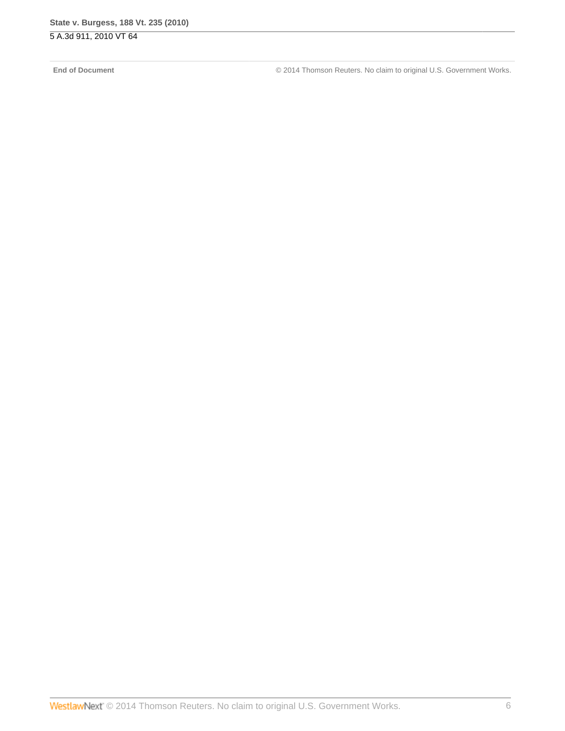End of Document

© 2014 Thomson Reuters. No claim to original U.S. Government Works.